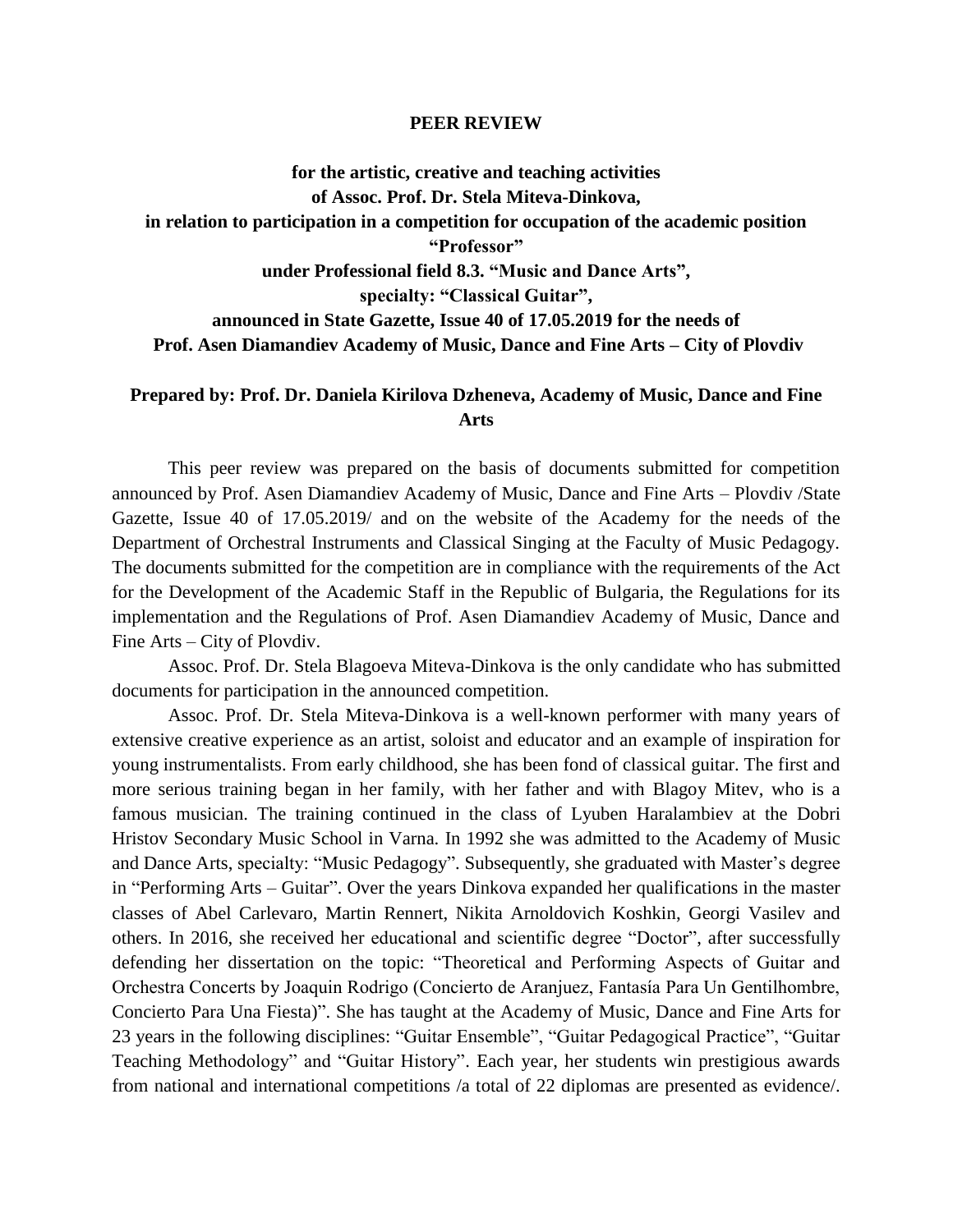# PEER REVIEW

**for the artistic, creative and teaching activities of Assoc. Prof. Dr. Stela Miteva-Dinkova, in relation to participation in a competition for occupation of the academic position "Professor" under Professional field 8.3. "Music and Dance Arts", specialty: "Classical Guitar", announced in State Gazette, Issue 40 of 17.05.2019 for the needs of Prof. Asen Diamandiev Academy of Music, Dance and Fine Arts – City of Plovdiv**

**Prepared by: Prof. Dr. Daniela Kirilova Dzheneva, Academy of Music, Dance and Fine Arts**

This peer review was prepared on the basis of documents submitted for competition announced by Prof. Asen Diamandiev Academy of Music, Dance and Fine Arts – Plovdiv /State Gazette, Issue 40 of 17.05.2019/ and on the website of the Academy for the needs of the Department of Orchestral Instruments and Classical Singing at the Faculty of Music Pedagogy. The documents submitted for the competition are in compliance with the requirements of the Act for the Development of the Academic Staff in the Republic of Bulgaria, the Regulations for its implementation and the Regulations of Prof. Asen Diamandiev Academy of Music, Dance and Fine Arts – City of Plovdiv.

Assoc. Prof. Dr. Stela Blagoeva Miteva-Dinkova is the only candidate who has submitted documents for participation in the announced competition.

Assoc. Prof. Dr. Stela Miteva-Dinkova is a well-known performer with many years of extensive creative experience as an artist, soloist and educator and an example of inspiration for young instrumentalists. From early childhood, she has been fond of classical guitar. The first and more serious training began in her family, with her father and with Blagoy Mitev, who is a famous musician. The training continued in the class of Lyuben Haralambiev at the Dobri Hristov Secondary Music School in Varna. In 1992 she was admitted to the Academy of Music and Dance Arts, specialty: "Music Pedagogy". Subsequently, she graduated with Master's degree in "Performing Arts – Guitar". Over the years Dinkova expanded her qualifications in the master classes of Abel Carlevaro, Martin Rennert, Nikita Arnoldovich Koshkin, Georgi Vasilev and others. In 2016, she received her educational and scientific degree "Doctor", after successfully defending her dissertation on the topic: "Theoretical and Performing Aspects of Guitar and Orchestra Concerts by Joaquin Rodrigo (Concierto de Aranjuez, Fantasía Para Un Gentilhombre, Concierto Para Una Fiesta)". She has taught at the Academy of Music, Dance and Fine Arts for 23 years in the following disciplines: "Guitar Ensemble", "Guitar Pedagogical Practice", "Guitar Teaching Methodology" and "Guitar History". Each year, her students win prestigious awards from national and international competitions /a total of 22 diplomas are presented as evidence/.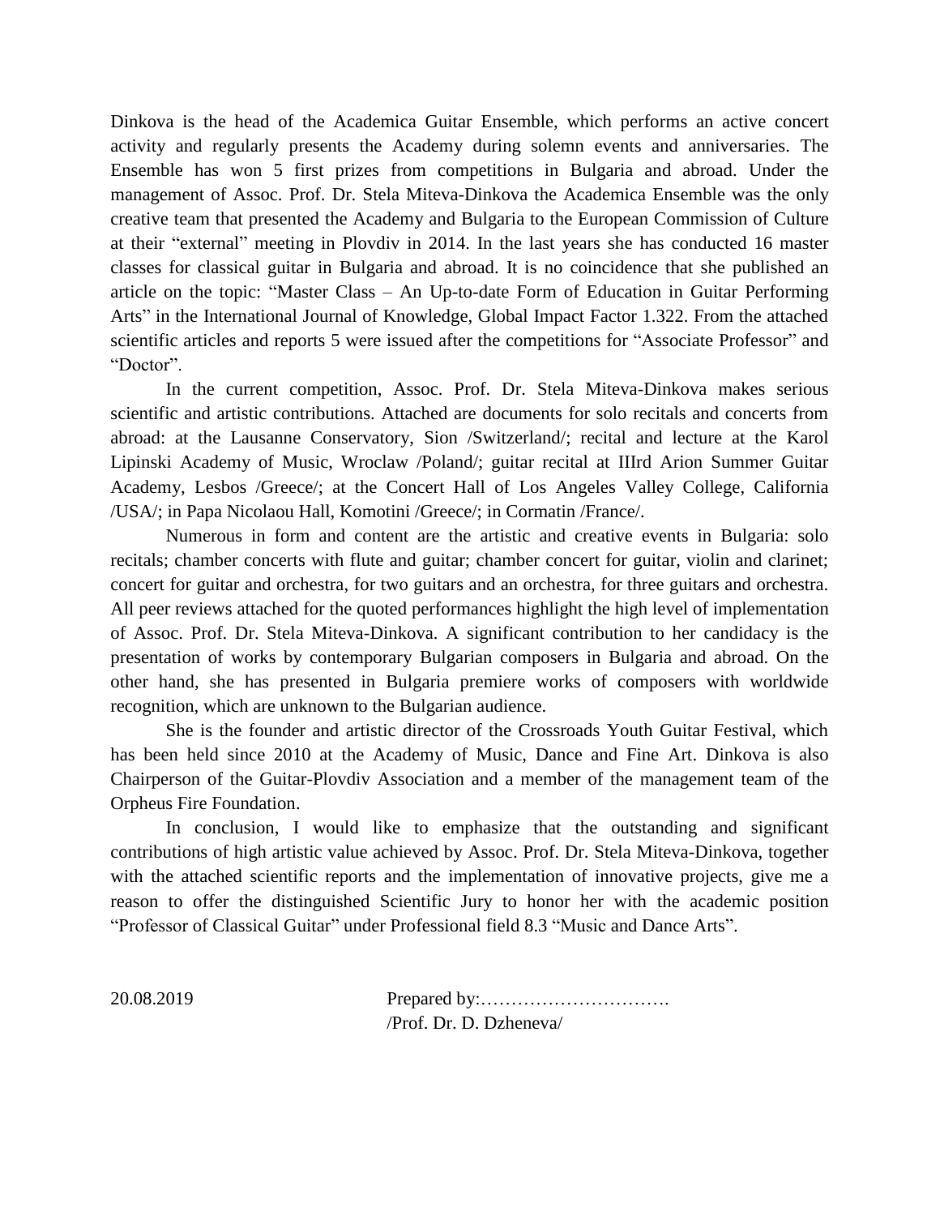Dinkova is the head of the Academica Guitar Ensemble, which performs an active concert activity and regularly presents the Academy during solemn events and anniversaries. The Ensemble has won 5 first prizes from competitions in Bulgaria and abroad. Under the management of Assoc. Prof. Dr. Stela Miteva-Dinkova the Academica Ensemble was the only creative team that presented the Academy and Bulgaria to the European Commission of Culture at their "external" meeting in Plovdiv in 2014. In the last years she has conducted 16 master classes for classical guitar in Bulgaria and abroad. It is no coincidence that she published an article on the topic: "Master Class – An Up-to-date Form of Education in Guitar Performing Arts" in the International Journal of Knowledge, Global Impact Factor 1.322. From the attached scientific articles and reports 5 were issued after the competitions for "Associate Professor" and "Doctor".

In the current competition, Assoc. Prof. Dr. Stela Miteva-Dinkova makes serious scientific and artistic contributions. Attached are documents for solo recitals and concerts from abroad: at the Lausanne Conservatory, Sion /Switzerland/; recital and lecture at the Karol Lipinski Academy of Music, Wroclaw /Poland/; guitar recital at IIIrd Arion Summer Guitar Academy, Lesbos /Greece/; at the Concert Hall of Los Angeles Valley College, California /USA/; in Papa Nicolaou Hall, Komotini /Greece/; in Cormatin /France/.

Numerous in form and content are the artistic and creative events in Bulgaria: solo recitals; chamber concerts with flute and guitar; chamber concert for guitar, violin and clarinet; concert for guitar and orchestra, for two guitars and an orchestra, for three guitars and orchestra. All peer reviews attached for the quoted performances highlight the high level of implementation of Assoc. Prof. Dr. Stela Miteva-Dinkova. A significant contribution to her candidacy is the presentation of works by contemporary Bulgarian composers in Bulgaria and abroad. On the other hand, she has presented in Bulgaria premiere works of composers with worldwide recognition, which are unknown to the Bulgarian audience.

She is the founder and artistic director of the Crossroads Youth Guitar Festival, which has been held since 2010 at the Academy of Music, Dance and Fine Art. Dinkova is also Chairperson of the Guitar-Plovdiv Association and a member of the management team of the Orpheus Fire Foundation.

In conclusion, I would like to emphasize that the outstanding and significant contributions of high artistic value achieved by Assoc. Prof. Dr. Stela Miteva-Dinkova, together with the attached scientific reports and the implementation of innovative projects, give me a reason to offer the distinguished Scientific Jury to honor her with the academic position "Professor of Classical Guitar" under Professional field 8.3 "Music and Dance Arts".

20.08.2019

Prepared by:………………………….
/Prof. Dr. D. Dzheneva/